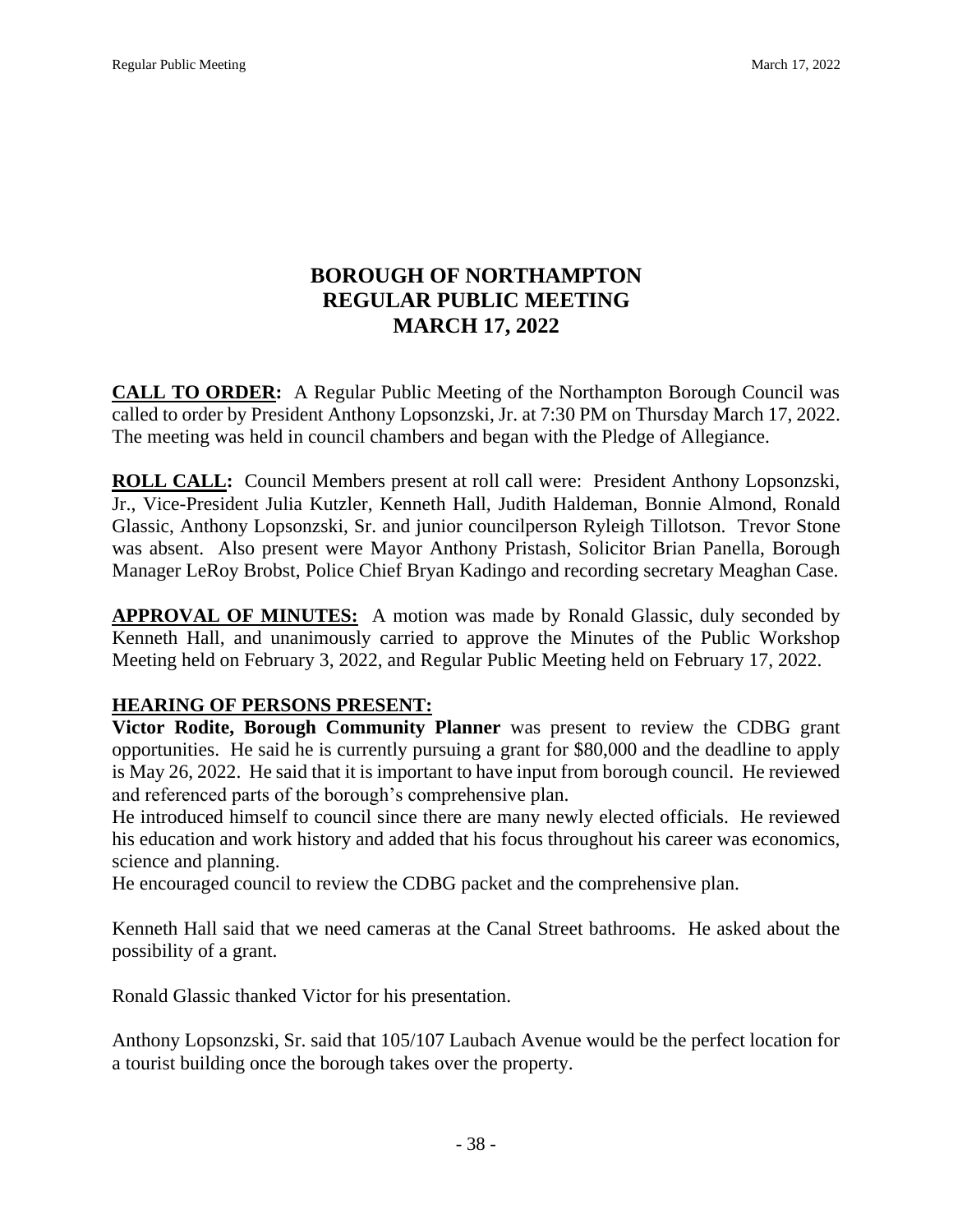# BOROUGH OF NORTHAMPTON
# REGULAR PUBLIC MEETING
# MARCH 17, 2022

**CALL TO ORDER:** A Regular Public Meeting of the Northampton Borough Council was called to order by President Anthony Lopsonzski, Jr. at 7:30 PM on Thursday March 17, 2022. The meeting was held in council chambers and began with the Pledge of Allegiance.

**ROLL CALL:** Council Members present at roll call were: President Anthony Lopsonzski, Jr., Vice-President Julia Kutzler, Kenneth Hall, Judith Haldeman, Bonnie Almond, Ronald Glassic, Anthony Lopsonzski, Sr. and junior councilperson Ryleigh Tillotson. Trevor Stone was absent. Also present were Mayor Anthony Pristash, Solicitor Brian Panella, Borough Manager LeRoy Brobst, Police Chief Bryan Kadingo and recording secretary Meaghan Case.

**APPROVAL OF MINUTES:** A motion was made by Ronald Glassic, duly seconded by Kenneth Hall, and unanimously carried to approve the Minutes of the Public Workshop Meeting held on February 3, 2022, and Regular Public Meeting held on February 17, 2022.

**HEARING OF PERSONS PRESENT:**

**Victor Rodite, Borough Community Planner** was present to review the CDBG grant opportunities. He said he is currently pursuing a grant for $80,000 and the deadline to apply is May 26, 2022. He said that it is important to have input from borough council. He reviewed and referenced parts of the borough's comprehensive plan.

He introduced himself to council since there are many newly elected officials. He reviewed his education and work history and added that his focus throughout his career was economics, science and planning.

He encouraged council to review the CDBG packet and the comprehensive plan.

Kenneth Hall said that we need cameras at the Canal Street bathrooms. He asked about the possibility of a grant.

Ronald Glassic thanked Victor for his presentation.

Anthony Lopsonzski, Sr. said that 105/107 Laubach Avenue would be the perfect location for a tourist building once the borough takes over the property.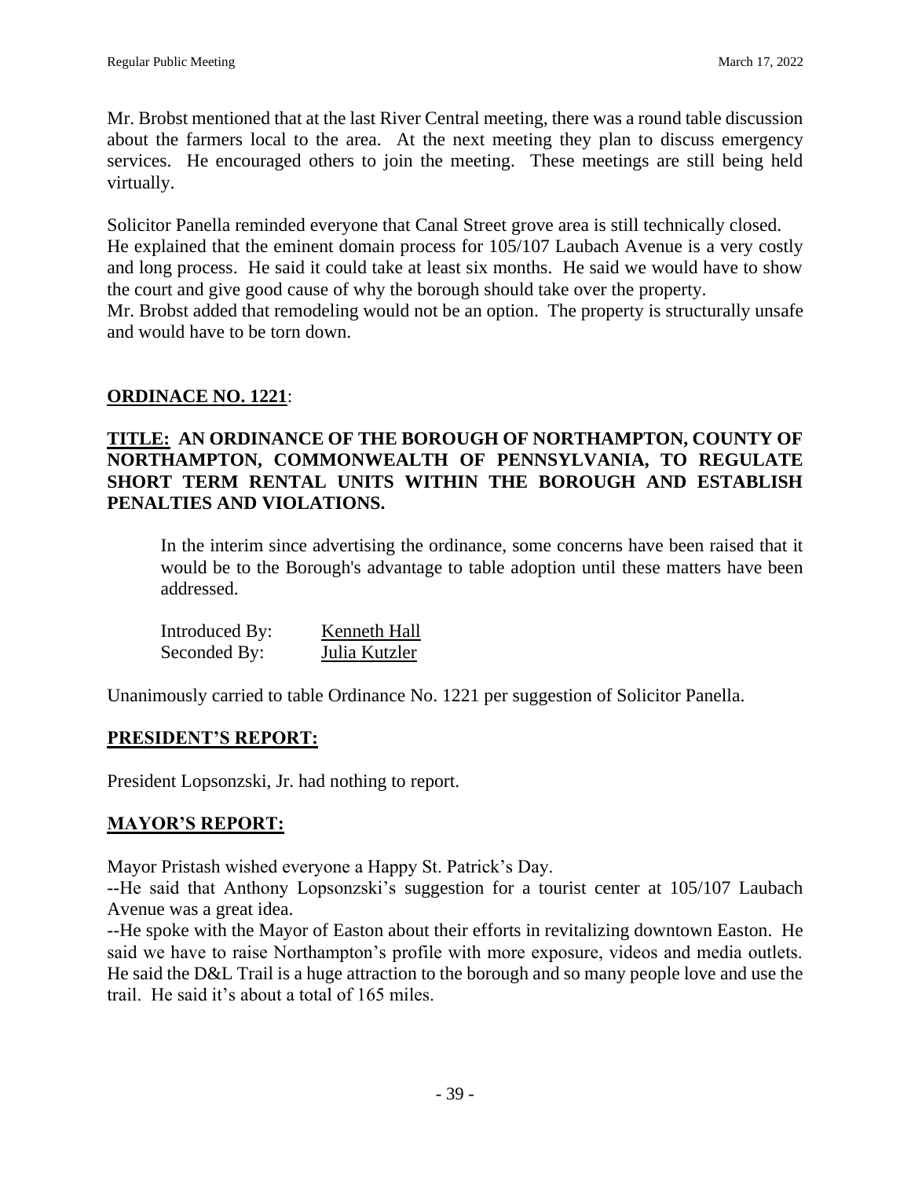Mr. Brobst mentioned that at the last River Central meeting, there was a round table discussion about the farmers local to the area. At the next meeting they plan to discuss emergency services. He encouraged others to join the meeting. These meetings are still being held virtually.

Solicitor Panella reminded everyone that Canal Street grove area is still technically closed.
He explained that the eminent domain process for 105/107 Laubach Avenue is a very costly and long process. He said it could take at least six months. He said we would have to show the court and give good cause of why the borough should take over the property.
Mr. Brobst added that remodeling would not be an option. The property is structurally unsafe and would have to be torn down.

## ORDINACE NO. 1221:

**TITLE: AN ORDINANCE OF THE BOROUGH OF NORTHAMPTON, COUNTY OF NORTHAMPTON, COMMONWEALTH OF PENNSYLVANIA, TO REGULATE SHORT TERM RENTAL UNITS WITHIN THE BOROUGH AND ESTABLISH PENALTIES AND VIOLATIONS.**

In the interim since advertising the ordinance, some concerns have been raised that it would be to the Borough's advantage to table adoption until these matters have been addressed.

Introduced By: Kenneth Hall
Seconded By: Julia Kutzler

Unanimously carried to table Ordinance No. 1221 per suggestion of Solicitor Panella.

## PRESIDENT'S REPORT:

President Lopsonzski, Jr. had nothing to report.

## MAYOR'S REPORT:

Mayor Pristash wished everyone a Happy St. Patrick's Day.
--He said that Anthony Lopsonzski's suggestion for a tourist center at 105/107 Laubach Avenue was a great idea.
--He spoke with the Mayor of Easton about their efforts in revitalizing downtown Easton. He said we have to raise Northampton's profile with more exposure, videos and media outlets. He said the D&L Trail is a huge attraction to the borough and so many people love and use the trail. He said it's about a total of 165 miles.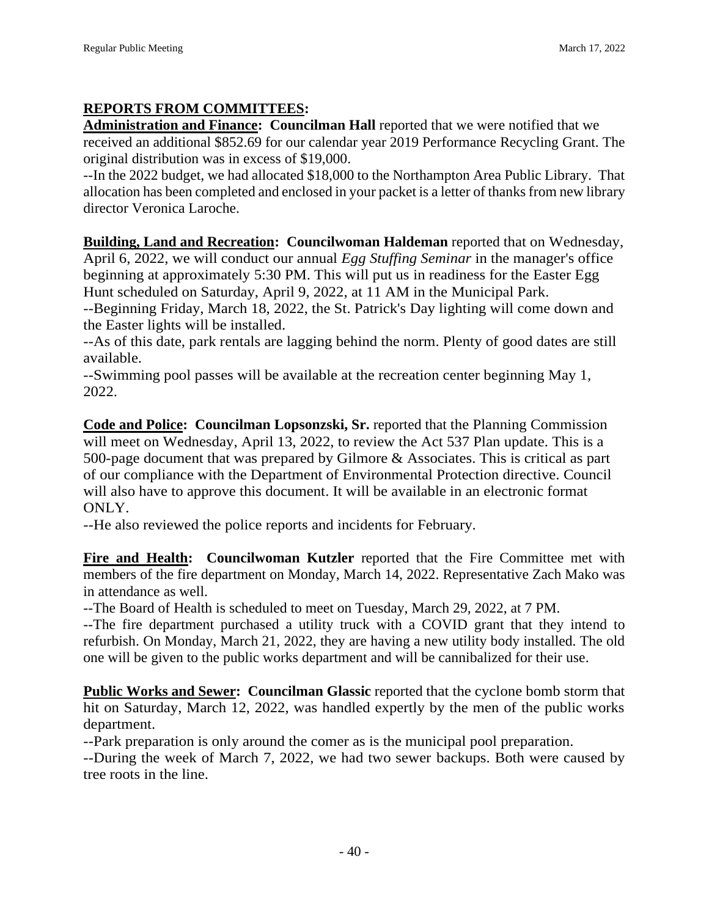## **REPORTS FROM COMMITTEES:**

**Administration and Finance: Councilman Hall** reported that we were notified that we received an additional $852.69 for our calendar year 2019 Performance Recycling Grant. The original distribution was in excess of $19,000.

--In the 2022 budget, we had allocated $18,000 to the Northampton Area Public Library. That allocation has been completed and enclosed in your packet is a letter of thanks from new library director Veronica Laroche.

**Building, Land and Recreation: Councilwoman Haldeman** reported that on Wednesday, April 6, 2022, we will conduct our annual *Egg Stuffing Seminar* in the manager's office beginning at approximately 5:30 PM. This will put us in readiness for the Easter Egg Hunt scheduled on Saturday, April 9, 2022, at 11 AM in the Municipal Park.

--Beginning Friday, March 18, 2022, the St. Patrick's Day lighting will come down and the Easter lights will be installed.

--As of this date, park rentals are lagging behind the norm. Plenty of good dates are still available.

--Swimming pool passes will be available at the recreation center beginning May 1, 2022.

**Code and Police: Councilman Lopsonzski, Sr.** reported that the Planning Commission will meet on Wednesday, April 13, 2022, to review the Act 537 Plan update. This is a 500-page document that was prepared by Gilmore & Associates. This is critical as part of our compliance with the Department of Environmental Protection directive. Council will also have to approve this document. It will be available in an electronic format ONLY.

--He also reviewed the police reports and incidents for February.

**Fire and Health: Councilwoman Kutzler** reported that the Fire Committee met with members of the fire department on Monday, March 14, 2022. Representative Zach Mako was in attendance as well.

--The Board of Health is scheduled to meet on Tuesday, March 29, 2022, at 7 PM.

--The fire department purchased a utility truck with a COVID grant that they intend to refurbish. On Monday, March 21, 2022, they are having a new utility body installed. The old one will be given to the public works department and will be cannibalized for their use.

**Public Works and Sewer: Councilman Glassic** reported that the cyclone bomb storm that hit on Saturday, March 12, 2022, was handled expertly by the men of the public works department.

--Park preparation is only around the comer as is the municipal pool preparation.

--During the week of March 7, 2022, we had two sewer backups. Both were caused by tree roots in the line.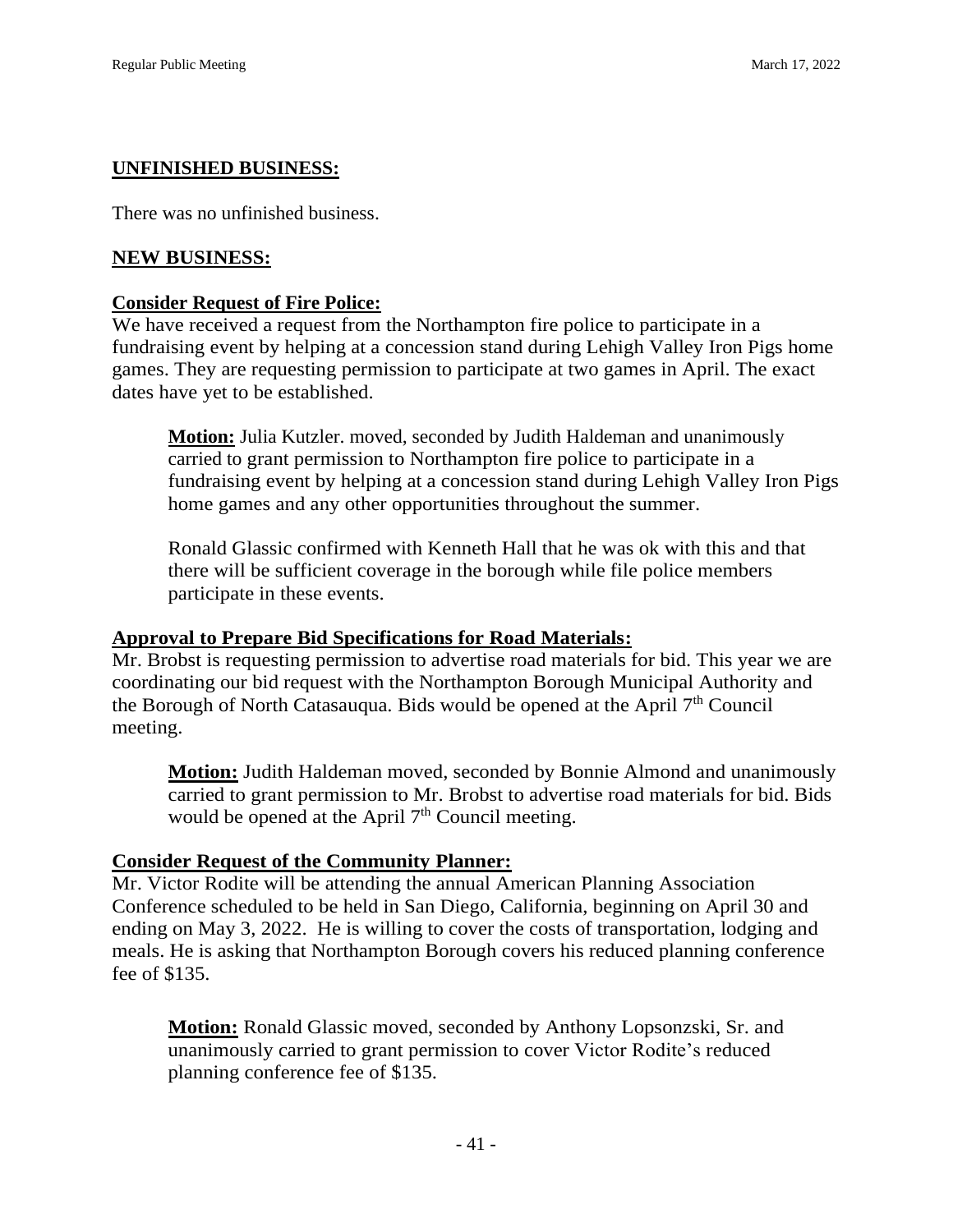**UNFINISHED BUSINESS:**

There was no unfinished business.

**NEW BUSINESS:**

**Consider Request of Fire Police:**

We have received a request from the Northampton fire police to participate in a fundraising event by helping at a concession stand during Lehigh Valley Iron Pigs home games. They are requesting permission to participate at two games in April. The exact dates have yet to be established.

> **Motion:** Julia Kutzler. moved, seconded by Judith Haldeman and unanimously carried to grant permission to Northampton fire police to participate in a fundraising event by helping at a concession stand during Lehigh Valley Iron Pigs home games and any other opportunities throughout the summer.
>
> Ronald Glassic confirmed with Kenneth Hall that he was ok with this and that there will be sufficient coverage in the borough while file police members participate in these events.

**Approval to Prepare Bid Specifications for Road Materials:**

Mr. Brobst is requesting permission to advertise road materials for bid. This year we are coordinating our bid request with the Northampton Borough Municipal Authority and the Borough of North Catasauqua. Bids would be opened at the April 7th Council meeting.

> **Motion:** Judith Haldeman moved, seconded by Bonnie Almond and unanimously carried to grant permission to Mr. Brobst to advertise road materials for bid. Bids would be opened at the April 7th Council meeting.

**Consider Request of the Community Planner:**

Mr. Victor Rodite will be attending the annual American Planning Association Conference scheduled to be held in San Diego, California, beginning on April 30 and ending on May 3, 2022. He is willing to cover the costs of transportation, lodging and meals. He is asking that Northampton Borough covers his reduced planning conference fee of $135.

> **Motion:** Ronald Glassic moved, seconded by Anthony Lopsonzski, Sr. and unanimously carried to grant permission to cover Victor Rodite's reduced planning conference fee of $135.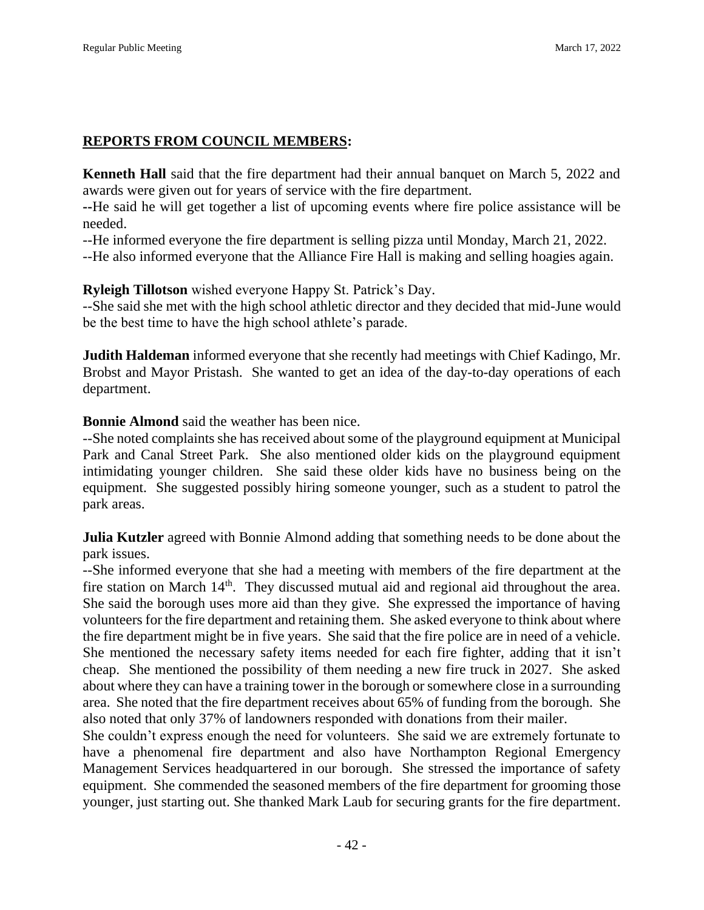## **REPORTS FROM COUNCIL MEMBERS:**

**Kenneth Hall** said that the fire department had their annual banquet on March 5, 2022 and awards were given out for years of service with the fire department.

--He said he will get together a list of upcoming events where fire police assistance will be needed.

--He informed everyone the fire department is selling pizza until Monday, March 21, 2022.

--He also informed everyone that the Alliance Fire Hall is making and selling hoagies again.

**Ryleigh Tillotson** wished everyone Happy St. Patrick's Day.

--She said she met with the high school athletic director and they decided that mid-June would be the best time to have the high school athlete's parade.

**Judith Haldeman** informed everyone that she recently had meetings with Chief Kadingo, Mr. Brobst and Mayor Pristash. She wanted to get an idea of the day-to-day operations of each department.

**Bonnie Almond** said the weather has been nice.

--She noted complaints she has received about some of the playground equipment at Municipal Park and Canal Street Park. She also mentioned older kids on the playground equipment intimidating younger children. She said these older kids have no business being on the equipment. She suggested possibly hiring someone younger, such as a student to patrol the park areas.

**Julia Kutzler** agreed with Bonnie Almond adding that something needs to be done about the park issues.

--She informed everyone that she had a meeting with members of the fire department at the fire station on March 14th. They discussed mutual aid and regional aid throughout the area. She said the borough uses more aid than they give. She expressed the importance of having volunteers for the fire department and retaining them. She asked everyone to think about where the fire department might be in five years. She said that the fire police are in need of a vehicle. She mentioned the necessary safety items needed for each fire fighter, adding that it isn't cheap. She mentioned the possibility of them needing a new fire truck in 2027. She asked about where they can have a training tower in the borough or somewhere close in a surrounding area. She noted that the fire department receives about 65% of funding from the borough. She also noted that only 37% of landowners responded with donations from their mailer.

She couldn't express enough the need for volunteers. She said we are extremely fortunate to have a phenomenal fire department and also have Northampton Regional Emergency Management Services headquartered in our borough. She stressed the importance of safety equipment. She commended the seasoned members of the fire department for grooming those younger, just starting out. She thanked Mark Laub for securing grants for the fire department.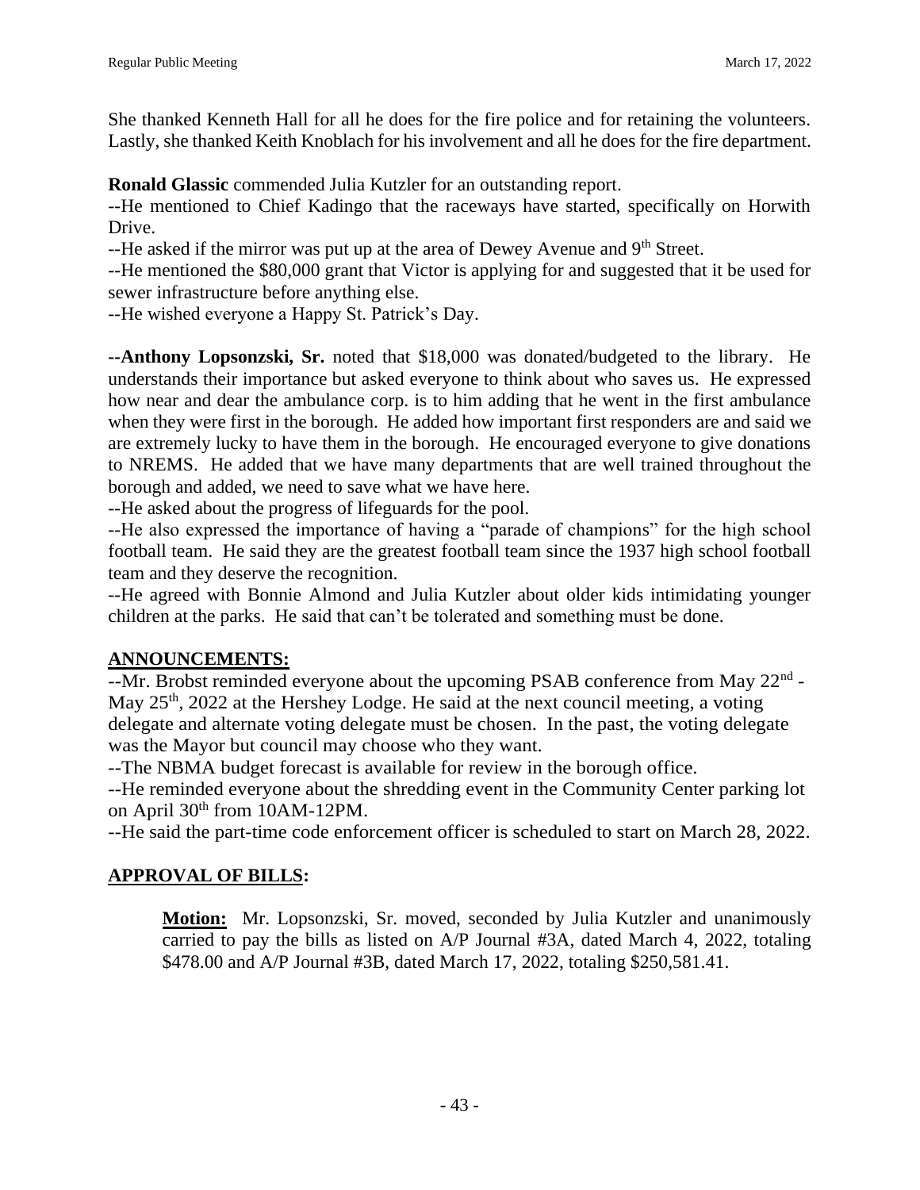She thanked Kenneth Hall for all he does for the fire police and for retaining the volunteers. Lastly, she thanked Keith Knoblach for his involvement and all he does for the fire department.

**Ronald Glassic** commended Julia Kutzler for an outstanding report.
--He mentioned to Chief Kadingo that the raceways have started, specifically on Horwith Drive.
--He asked if the mirror was put up at the area of Dewey Avenue and 9th Street.
--He mentioned the $80,000 grant that Victor is applying for and suggested that it be used for sewer infrastructure before anything else.
--He wished everyone a Happy St. Patrick's Day.

**--Anthony Lopsonzski, Sr.** noted that $18,000 was donated/budgeted to the library. He understands their importance but asked everyone to think about who saves us. He expressed how near and dear the ambulance corp. is to him adding that he went in the first ambulance when they were first in the borough. He added how important first responders are and said we are extremely lucky to have them in the borough. He encouraged everyone to give donations to NREMS. He added that we have many departments that are well trained throughout the borough and added, we need to save what we have here.
--He asked about the progress of lifeguards for the pool.
--He also expressed the importance of having a "parade of champions" for the high school football team. He said they are the greatest football team since the 1937 high school football team and they deserve the recognition.
--He agreed with Bonnie Almond and Julia Kutzler about older kids intimidating younger children at the parks. He said that can't be tolerated and something must be done.

## ANNOUNCEMENTS:

--Mr. Brobst reminded everyone about the upcoming PSAB conference from May 22nd - May 25th, 2022 at the Hershey Lodge. He said at the next council meeting, a voting delegate and alternate voting delegate must be chosen. In the past, the voting delegate was the Mayor but council may choose who they want.
--The NBMA budget forecast is available for review in the borough office.
--He reminded everyone about the shredding event in the Community Center parking lot on April 30th from 10AM-12PM.
--He said the part-time code enforcement officer is scheduled to start on March 28, 2022.

## APPROVAL OF BILLS:

**Motion:** Mr. Lopsonzski, Sr. moved, seconded by Julia Kutzler and unanimously carried to pay the bills as listed on A/P Journal #3A, dated March 4, 2022, totaling $478.00 and A/P Journal #3B, dated March 17, 2022, totaling $250,581.41.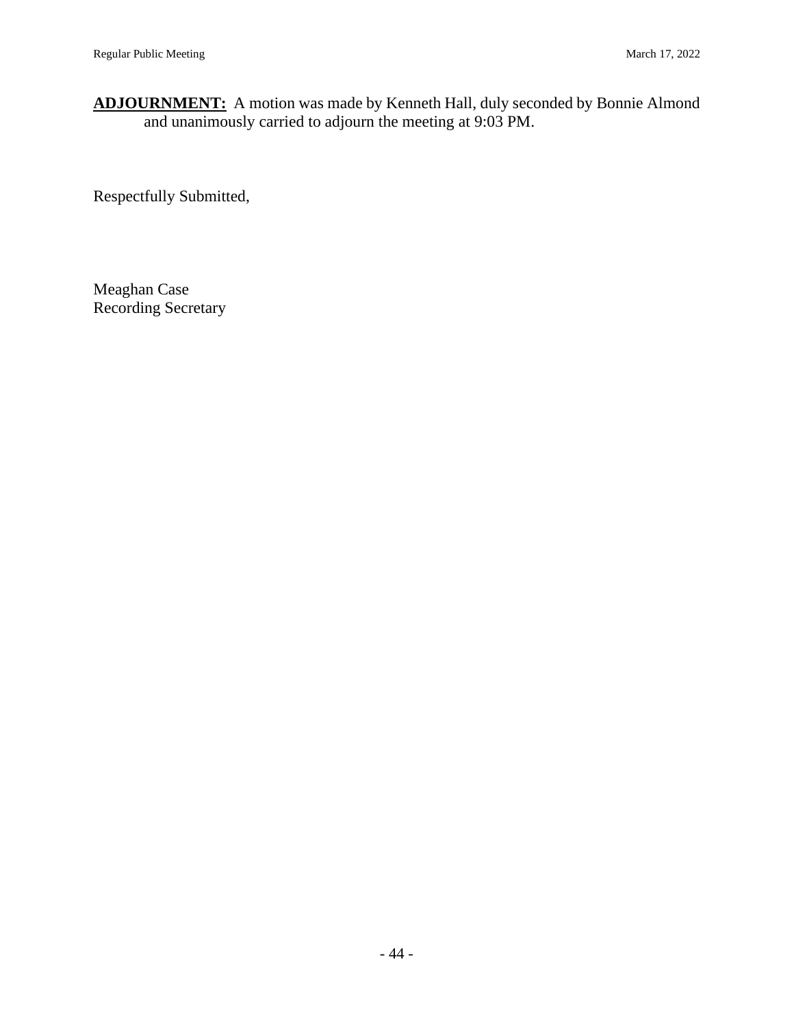**ADJOURNMENT:** A motion was made by Kenneth Hall, duly seconded by Bonnie Almond and unanimously carried to adjourn the meeting at 9:03 PM.

Respectfully Submitted,

Meaghan Case
Recording Secretary